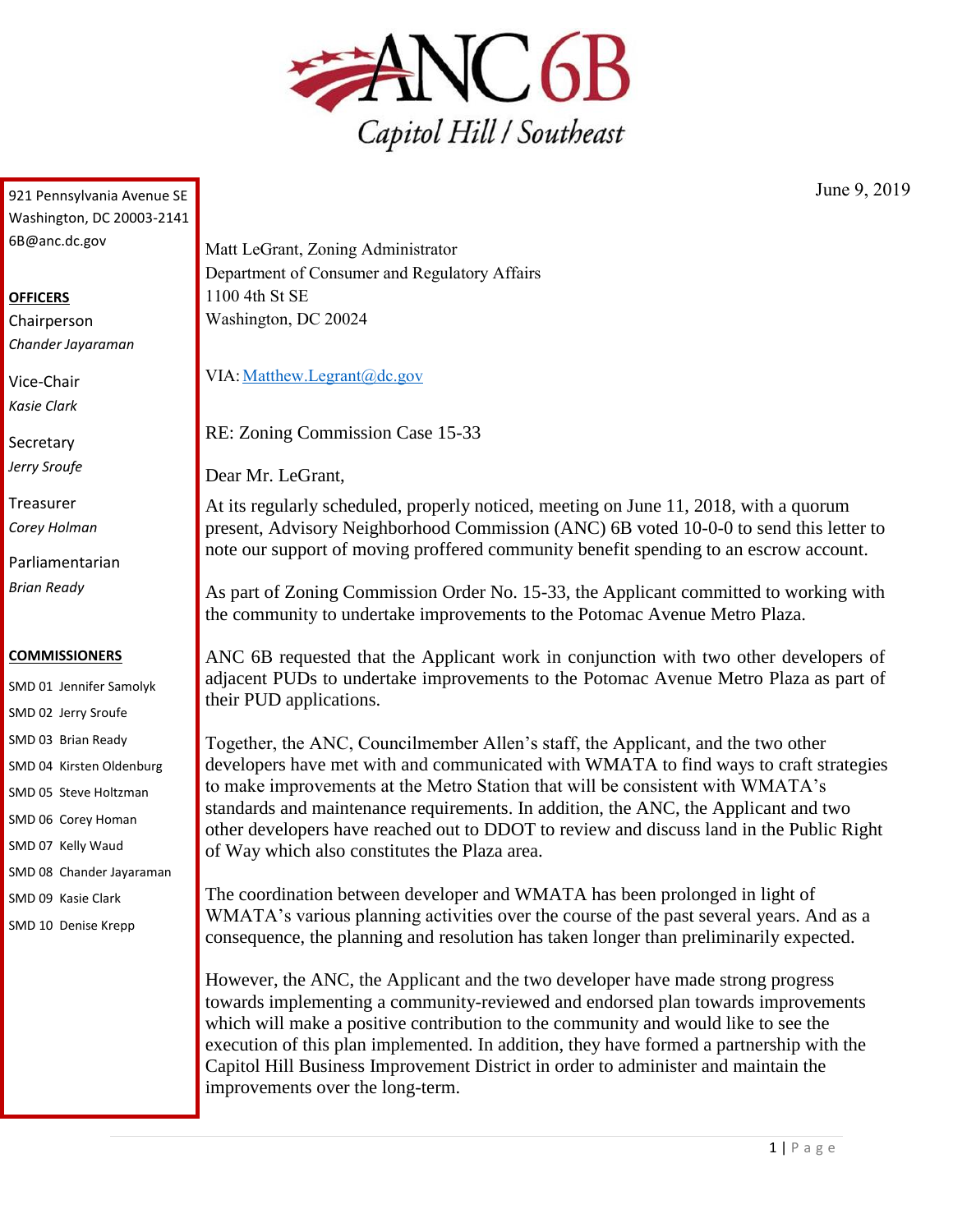# ANC 6B

*Capitol Hill / Southeast*

921 Pennsylvania Avenue SE
Washington, DC 20003-2141
6B@anc.dc.gov

**OFFICERS**

Chairperson
*Chander Jayaraman*

Vice-Chair
*Kasie Clark*

Secretary
*Jerry Sroufe*

Treasurer
*Corey Holman*

Parliamentarian
*Brian Ready*

**COMMISSIONERS**

SMD 01 Jennifer Samolyk
SMD 02 Jerry Sroufe
SMD 03 Brian Ready
SMD 04 Kirsten Oldenburg
SMD 05 Steve Holtzman
SMD 06 Corey Homan
SMD 07 Kelly Waud
SMD 08 Chander Jayaraman
SMD 09 Kasie Clark
SMD 10 Denise Krepp

June 9, 2019

Matt LeGrant, Zoning Administrator
Department of Consumer and Regulatory Affairs
1100 4th St SE
Washington, DC 20024

VIA: Matthew.Legrant@dc.gov

RE: Zoning Commission Case 15-33

Dear Mr. LeGrant,

At its regularly scheduled, properly noticed, meeting on June 11, 2018, with a quorum present, Advisory Neighborhood Commission (ANC) 6B voted 10-0-0 to send this letter to note our support of moving proffered community benefit spending to an escrow account.

As part of Zoning Commission Order No. 15-33, the Applicant committed to working with the community to undertake improvements to the Potomac Avenue Metro Plaza.

ANC 6B requested that the Applicant work in conjunction with two other developers of adjacent PUDs to undertake improvements to the Potomac Avenue Metro Plaza as part of their PUD applications.

Together, the ANC, Councilmember Allen's staff, the Applicant, and the two other developers have met with and communicated with WMATA to find ways to craft strategies to make improvements at the Metro Station that will be consistent with WMATA's standards and maintenance requirements. In addition, the ANC, the Applicant and two other developers have reached out to DDOT to review and discuss land in the Public Right of Way which also constitutes the Plaza area.

The coordination between developer and WMATA has been prolonged in light of WMATA's various planning activities over the course of the past several years. And as a consequence, the planning and resolution has taken longer than preliminarily expected.

However, the ANC, the Applicant and the two developer have made strong progress towards implementing a community-reviewed and endorsed plan towards improvements which will make a positive contribution to the community and would like to see the execution of this plan implemented. In addition, they have formed a partnership with the Capitol Hill Business Improvement District in order to administer and maintain the improvements over the long-term.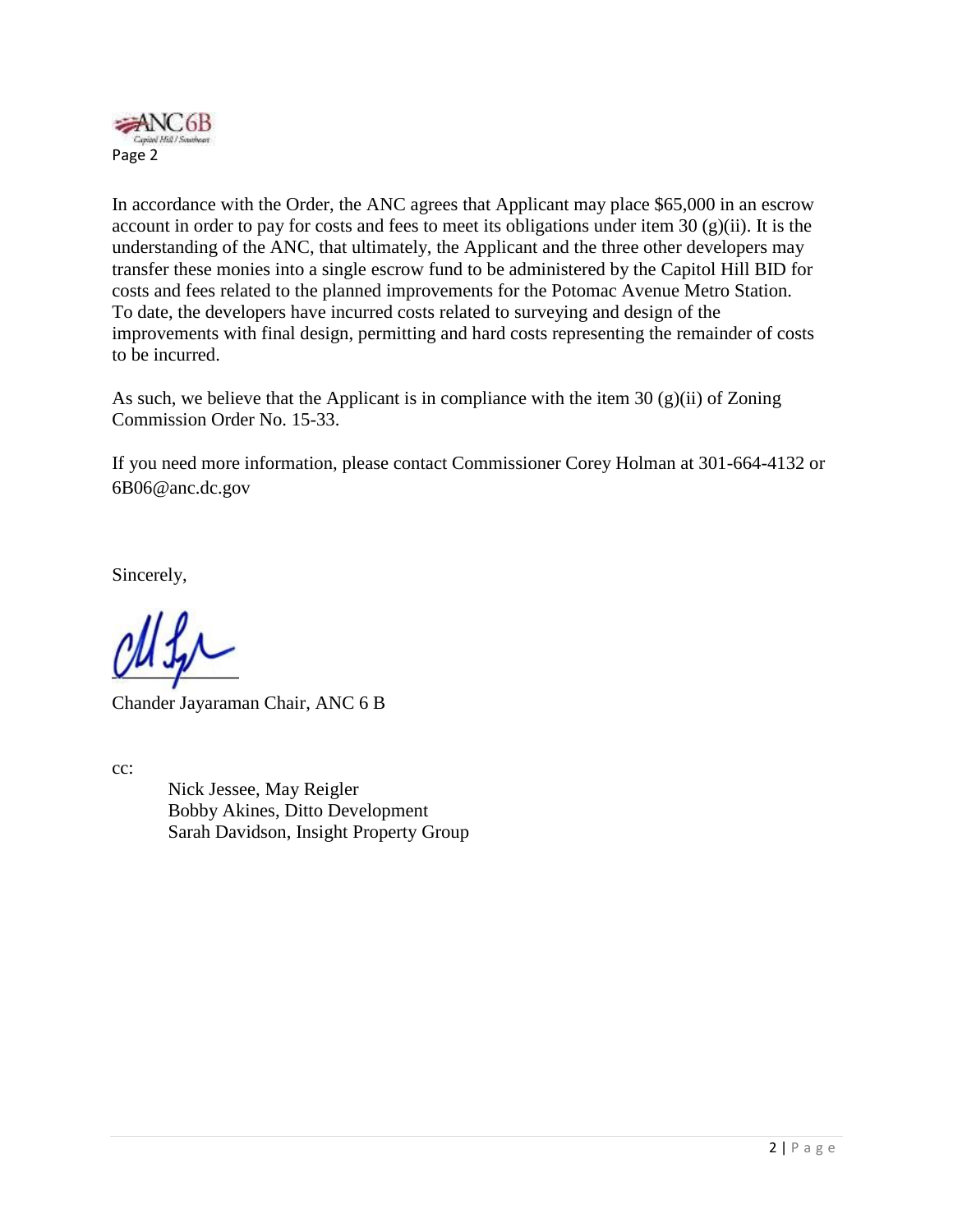In accordance with the Order, the ANC agrees that Applicant may place $65,000 in an escrow account in order to pay for costs and fees to meet its obligations under item 30 (g)(ii). It is the understanding of the ANC, that ultimately, the Applicant and the three other developers may transfer these monies into a single escrow fund to be administered by the Capitol Hill BID for costs and fees related to the planned improvements for the Potomac Avenue Metro Station. To date, the developers have incurred costs related to surveying and design of the improvements with final design, permitting and hard costs representing the remainder of costs to be incurred.

As such, we believe that the Applicant is in compliance with the item 30 (g)(ii) of Zoning Commission Order No. 15-33.

If you need more information, please contact Commissioner Corey Holman at 301-664-4132 or 6B06@anc.dc.gov

Sincerely,

Chander Jayaraman Chair, ANC 6 B

cc:

Nick Jessee, May Reigler
Bobby Akines, Ditto Development
Sarah Davidson, Insight Property Group